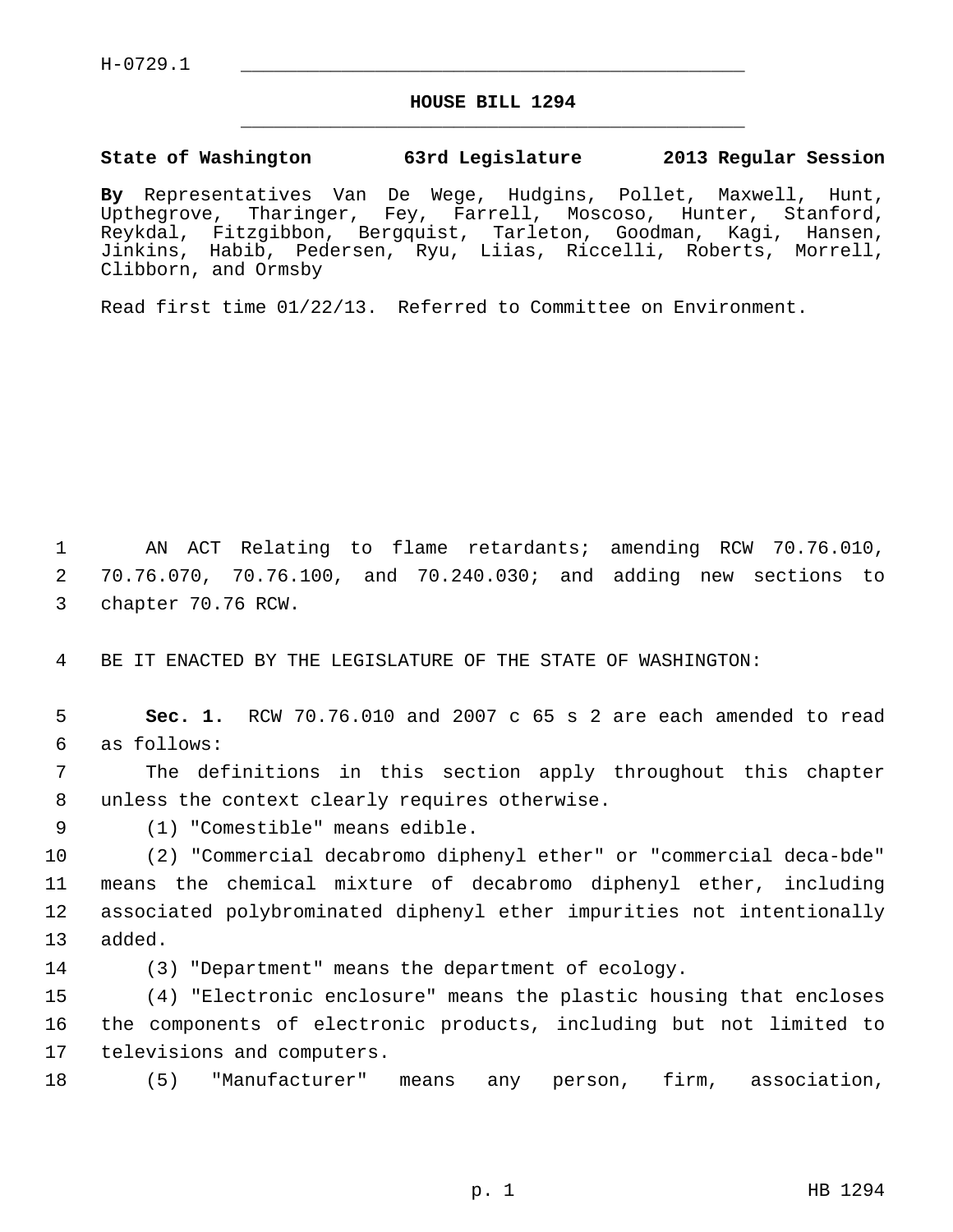H-0729.1

# HOUSE BILL 1294

**State of Washington 63rd Legislature 2013 Regular Session**

**By** Representatives Van De Wege, Hudgins, Pollet, Maxwell, Hunt, Upthegrove, Tharinger, Fey, Farrell, Moscoso, Hunter, Stanford, Reykdal, Fitzgibbon, Bergquist, Tarleton, Goodman, Kagi, Hansen, Jinkins, Habib, Pedersen, Ryu, Liias, Riccelli, Roberts, Morrell, Clibborn, and Ormsby

Read first time 01/22/13. Referred to Committee on Environment.

AN ACT Relating to flame retardants; amending RCW 70.76.010, 70.76.070, 70.76.100, and 70.240.030; and adding new sections to chapter 70.76 RCW.

BE IT ENACTED BY THE LEGISLATURE OF THE STATE OF WASHINGTON:

**Sec. 1.** RCW 70.76.010 and 2007 c 65 s 2 are each amended to read as follows:

The definitions in this section apply throughout this chapter unless the context clearly requires otherwise.

(1) "Comestible" means edible.

(2) "Commercial decabromo diphenyl ether" or "commercial deca-bde" means the chemical mixture of decabromo diphenyl ether, including associated polybrominated diphenyl ether impurities not intentionally added.

(3) "Department" means the department of ecology.

(4) "Electronic enclosure" means the plastic housing that encloses the components of electronic products, including but not limited to televisions and computers.

(5) "Manufacturer" means any person, firm, association,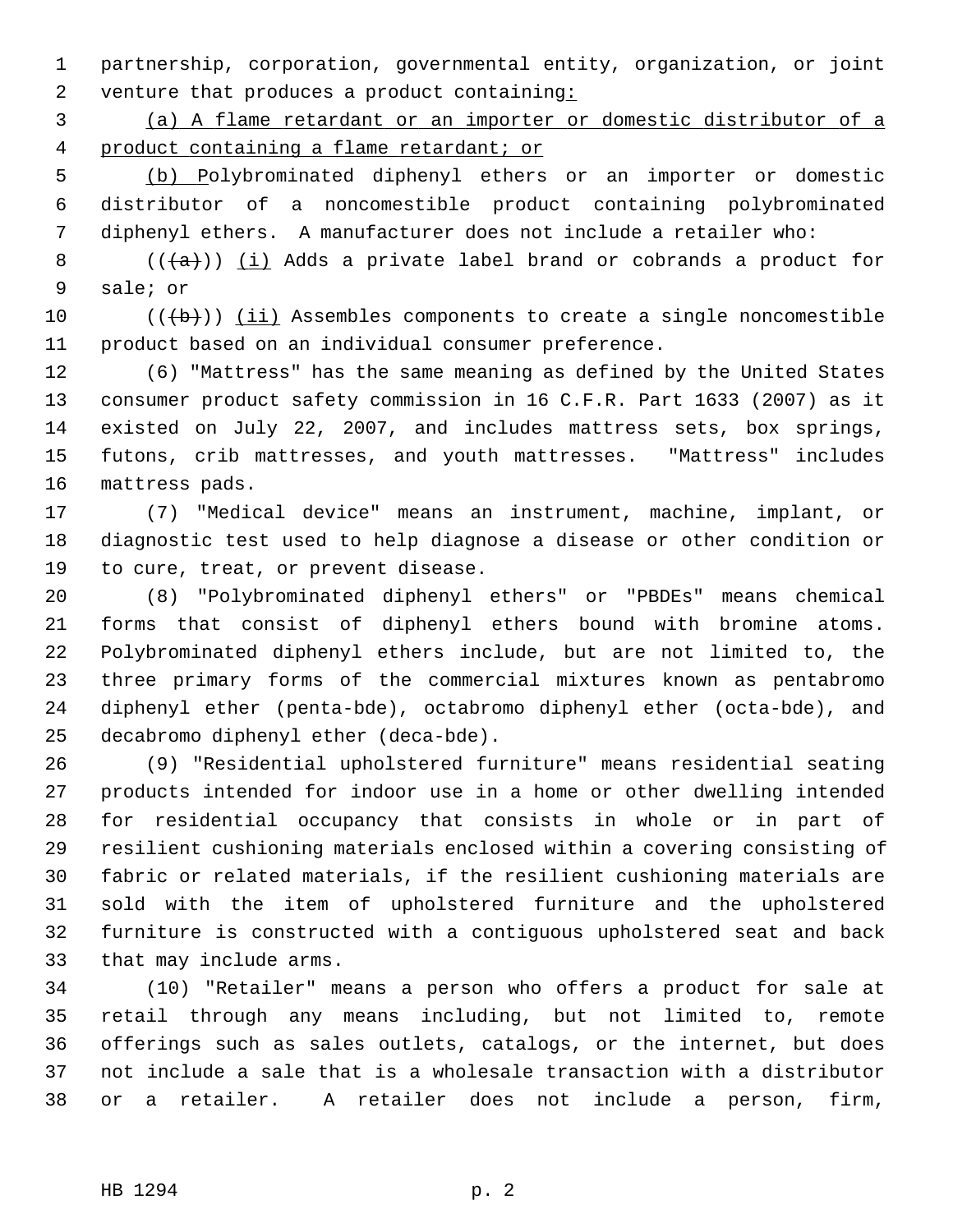partnership, corporation, governmental entity, organization, or joint venture that produces a product containing:

(a) A flame retardant or an importer or domestic distributor of a product containing a flame retardant; or

(b) Polybrominated diphenyl ethers or an importer or domestic distributor of a noncomestible product containing polybrominated diphenyl ethers. A manufacturer does not include a retailer who:

(((a))) (i) Adds a private label brand or cobrands a product for sale; or

(((b))) (ii) Assembles components to create a single noncomestible product based on an individual consumer preference.

(6) "Mattress" has the same meaning as defined by the United States consumer product safety commission in 16 C.F.R. Part 1633 (2007) as it existed on July 22, 2007, and includes mattress sets, box springs, futons, crib mattresses, and youth mattresses. "Mattress" includes mattress pads.

(7) "Medical device" means an instrument, machine, implant, or diagnostic test used to help diagnose a disease or other condition or to cure, treat, or prevent disease.

(8) "Polybrominated diphenyl ethers" or "PBDEs" means chemical forms that consist of diphenyl ethers bound with bromine atoms. Polybrominated diphenyl ethers include, but are not limited to, the three primary forms of the commercial mixtures known as pentabromo diphenyl ether (penta-bde), octabromo diphenyl ether (octa-bde), and decabromo diphenyl ether (deca-bde).

(9) "Residential upholstered furniture" means residential seating products intended for indoor use in a home or other dwelling intended for residential occupancy that consists in whole or in part of resilient cushioning materials enclosed within a covering consisting of fabric or related materials, if the resilient cushioning materials are sold with the item of upholstered furniture and the upholstered furniture is constructed with a contiguous upholstered seat and back that may include arms.

(10) "Retailer" means a person who offers a product for sale at retail through any means including, but not limited to, remote offerings such as sales outlets, catalogs, or the internet, but does not include a sale that is a wholesale transaction with a distributor or a retailer. A retailer does not include a person, firm,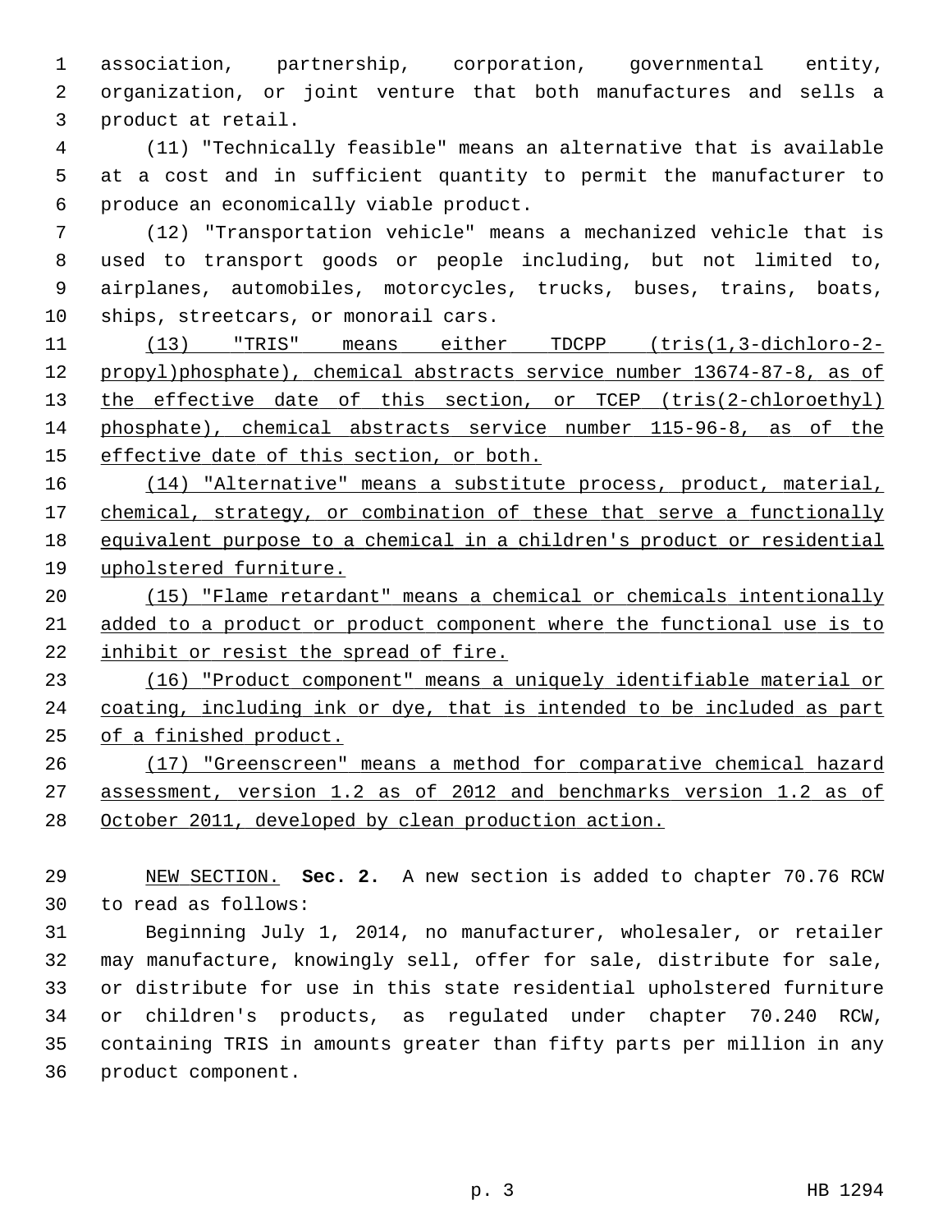association, partnership, corporation, governmental entity, organization, or joint venture that both manufactures and sells a product at retail.

(11) "Technically feasible" means an alternative that is available at a cost and in sufficient quantity to permit the manufacturer to produce an economically viable product.

(12) "Transportation vehicle" means a mechanized vehicle that is used to transport goods or people including, but not limited to, airplanes, automobiles, motorcycles, trucks, buses, trains, boats, ships, streetcars, or monorail cars.

<u>(13) "TRIS" means either TDCPP (tris(1,3-dichloro-2-propyl)phosphate), chemical abstracts service number 13674-87-8, as of the effective date of this section, or TCEP (tris(2-chloroethyl) phosphate), chemical abstracts service number 115-96-8, as of the effective date of this section, or both.</u>

<u>(14) "Alternative" means a substitute process, product, material, chemical, strategy, or combination of these that serve a functionally equivalent purpose to a chemical in a children's product or residential upholstered furniture.</u>

<u>(15) "Flame retardant" means a chemical or chemicals intentionally added to a product or product component where the functional use is to inhibit or resist the spread of fire.</u>

<u>(16) "Product component" means a uniquely identifiable material or coating, including ink or dye, that is intended to be included as part of a finished product.</u>

<u>(17) "Greenscreen" means a method for comparative chemical hazard assessment, version 1.2 as of 2012 and benchmarks version 1.2 as of October 2011, developed by clean production action.</u>

<u>NEW SECTION.</u> **Sec. 2.** A new section is added to chapter 70.76 RCW to read as follows:

Beginning July 1, 2014, no manufacturer, wholesaler, or retailer may manufacture, knowingly sell, offer for sale, distribute for sale, or distribute for use in this state residential upholstered furniture or children's products, as regulated under chapter 70.240 RCW, containing TRIS in amounts greater than fifty parts per million in any product component.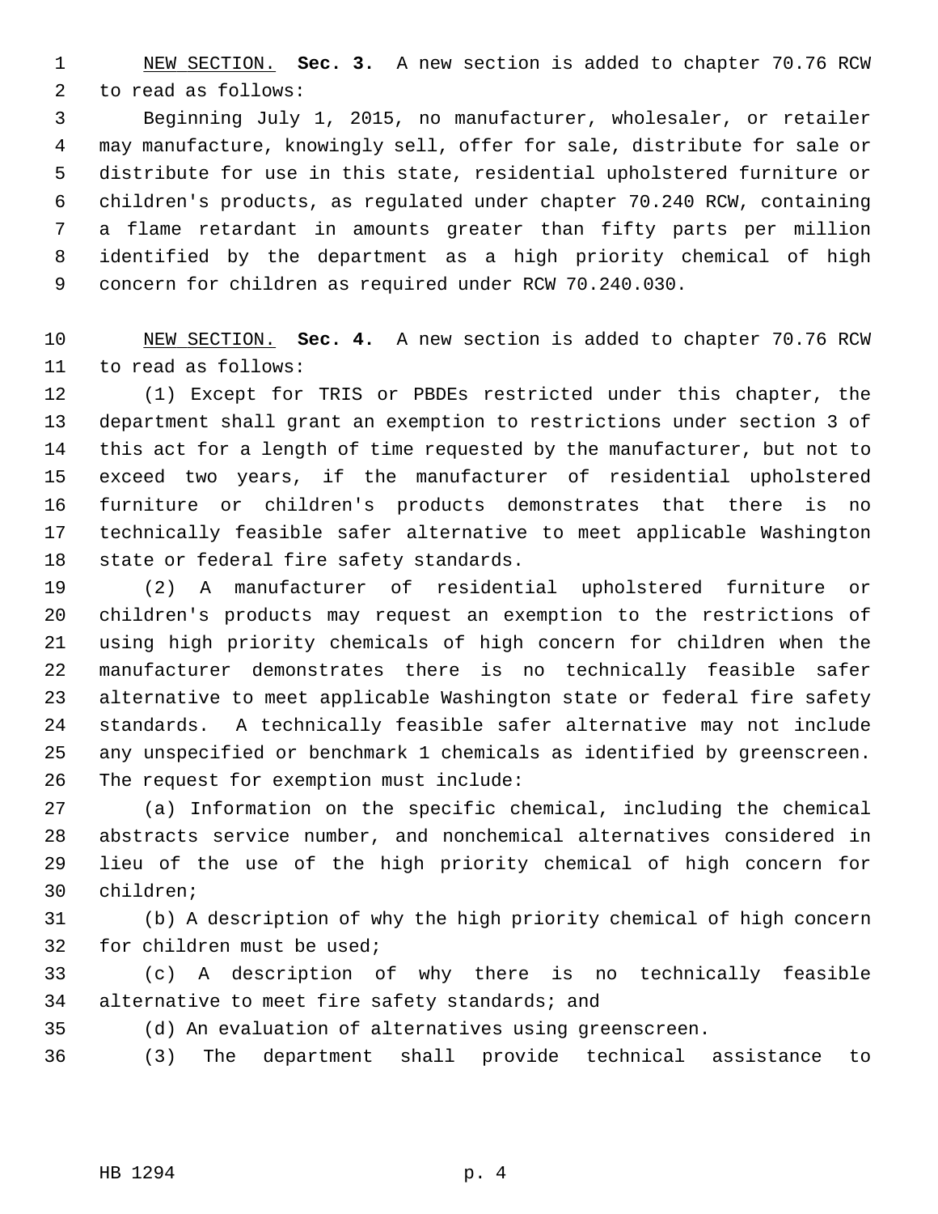NEW SECTION. **Sec. 3.** A new section is added to chapter 70.76 RCW to read as follows:

Beginning July 1, 2015, no manufacturer, wholesaler, or retailer may manufacture, knowingly sell, offer for sale, distribute for sale or distribute for use in this state, residential upholstered furniture or children's products, as regulated under chapter 70.240 RCW, containing a flame retardant in amounts greater than fifty parts per million identified by the department as a high priority chemical of high concern for children as required under RCW 70.240.030.

NEW SECTION. **Sec. 4.** A new section is added to chapter 70.76 RCW to read as follows:

(1) Except for TRIS or PBDEs restricted under this chapter, the department shall grant an exemption to restrictions under section 3 of this act for a length of time requested by the manufacturer, but not to exceed two years, if the manufacturer of residential upholstered furniture or children's products demonstrates that there is no technically feasible safer alternative to meet applicable Washington state or federal fire safety standards.

(2) A manufacturer of residential upholstered furniture or children's products may request an exemption to the restrictions of using high priority chemicals of high concern for children when the manufacturer demonstrates there is no technically feasible safer alternative to meet applicable Washington state or federal fire safety standards. A technically feasible safer alternative may not include any unspecified or benchmark 1 chemicals as identified by greenscreen. The request for exemption must include:

(a) Information on the specific chemical, including the chemical abstracts service number, and nonchemical alternatives considered in lieu of the use of the high priority chemical of high concern for children;

(b) A description of why the high priority chemical of high concern for children must be used;

(c) A description of why there is no technically feasible alternative to meet fire safety standards; and

(d) An evaluation of alternatives using greenscreen.

(3) The department shall provide technical assistance to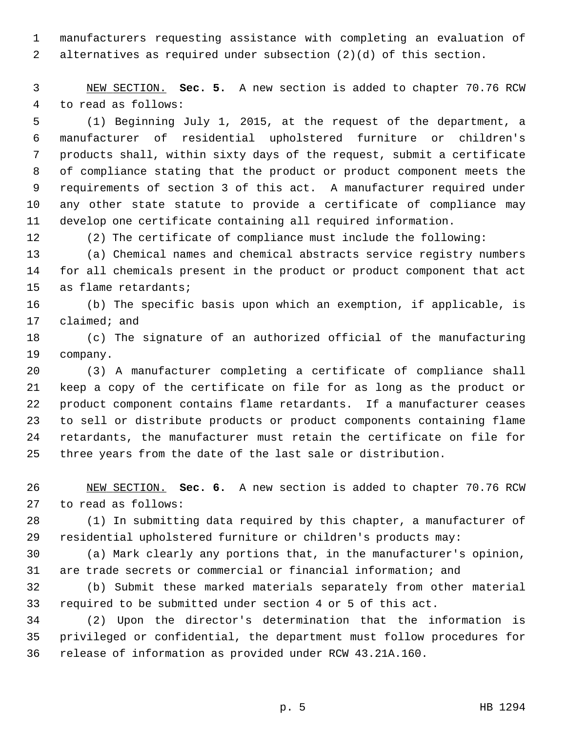manufacturers requesting assistance with completing an evaluation of alternatives as required under subsection (2)(d) of this section.

NEW SECTION. **Sec. 5.** A new section is added to chapter 70.76 RCW to read as follows:

(1) Beginning July 1, 2015, at the request of the department, a manufacturer of residential upholstered furniture or children's products shall, within sixty days of the request, submit a certificate of compliance stating that the product or product component meets the requirements of section 3 of this act. A manufacturer required under any other state statute to provide a certificate of compliance may develop one certificate containing all required information.

(2) The certificate of compliance must include the following:

(a) Chemical names and chemical abstracts service registry numbers for all chemicals present in the product or product component that act as flame retardants;

(b) The specific basis upon which an exemption, if applicable, is claimed; and

(c) The signature of an authorized official of the manufacturing company.

(3) A manufacturer completing a certificate of compliance shall keep a copy of the certificate on file for as long as the product or product component contains flame retardants. If a manufacturer ceases to sell or distribute products or product components containing flame retardants, the manufacturer must retain the certificate on file for three years from the date of the last sale or distribution.

NEW SECTION. **Sec. 6.** A new section is added to chapter 70.76 RCW to read as follows:

(1) In submitting data required by this chapter, a manufacturer of residential upholstered furniture or children's products may:

(a) Mark clearly any portions that, in the manufacturer's opinion, are trade secrets or commercial or financial information; and

(b) Submit these marked materials separately from other material required to be submitted under section 4 or 5 of this act.

(2) Upon the director's determination that the information is privileged or confidential, the department must follow procedures for release of information as provided under RCW 43.21A.160.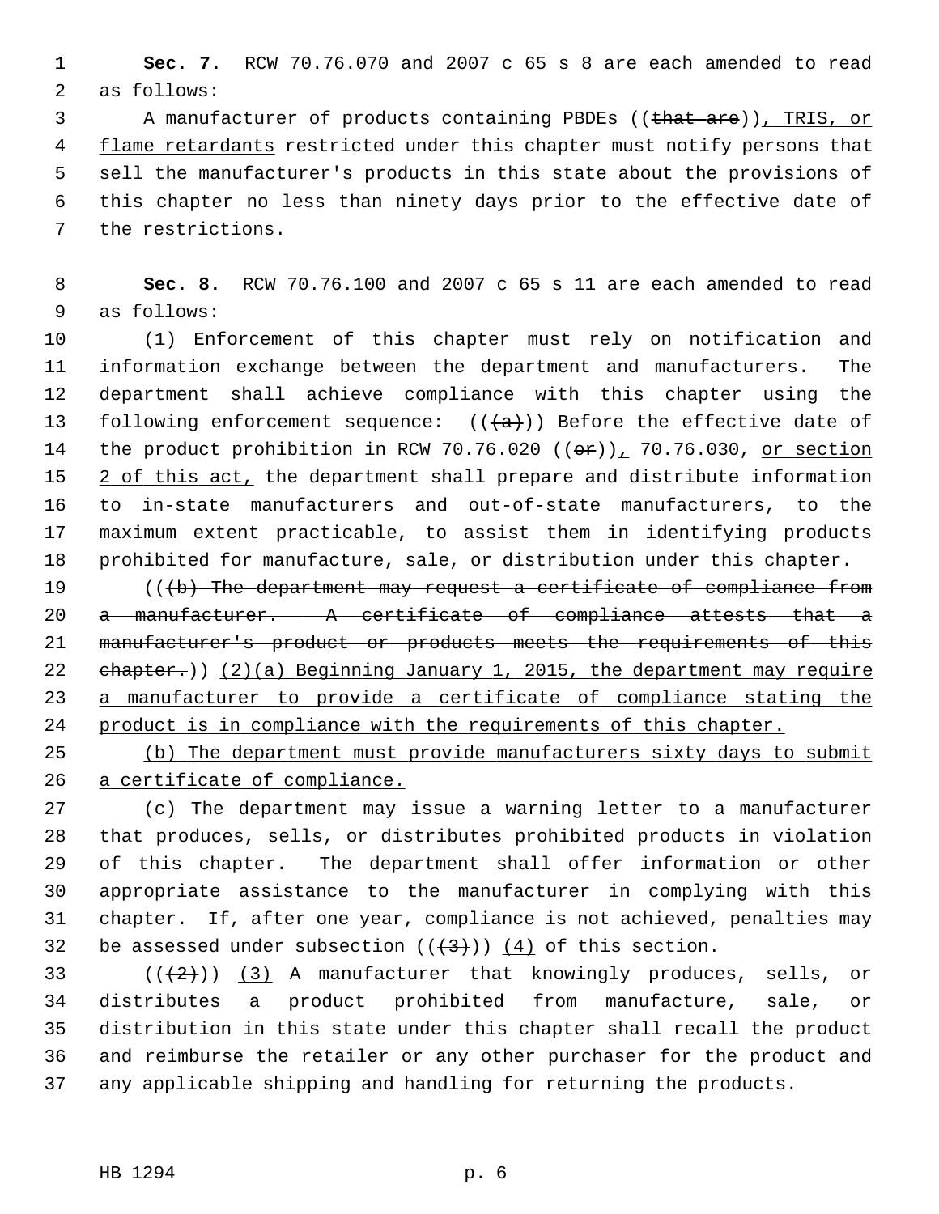**Sec. 7.** RCW 70.76.070 and 2007 c 65 s 8 are each amended to read as follows:

A manufacturer of products containing PBDEs ((~~that are~~)), TRIS, or flame retardants restricted under this chapter must notify persons that sell the manufacturer's products in this state about the provisions of this chapter no less than ninety days prior to the effective date of the restrictions.

**Sec. 8.** RCW 70.76.100 and 2007 c 65 s 11 are each amended to read as follows:

(1) Enforcement of this chapter must rely on notification and information exchange between the department and manufacturers. The department shall achieve compliance with this chapter using the following enforcement sequence: ((~~(a)~~)) Before the effective date of the product prohibition in RCW 70.76.020 ((~~or~~)), 70.76.030, or section 2 of this act, the department shall prepare and distribute information to in-state manufacturers and out-of-state manufacturers, to the maximum extent practicable, to assist them in identifying products prohibited for manufacture, sale, or distribution under this chapter.

((~~(b) The department may request a certificate of compliance from a manufacturer. A certificate of compliance attests that a manufacturer's product or products meets the requirements of this chapter.~~)) (2)(a) Beginning January 1, 2015, the department may require a manufacturer to provide a certificate of compliance stating the product is in compliance with the requirements of this chapter.

(b) The department must provide manufacturers sixty days to submit a certificate of compliance.

(c) The department may issue a warning letter to a manufacturer that produces, sells, or distributes prohibited products in violation of this chapter. The department shall offer information or other appropriate assistance to the manufacturer in complying with this chapter. If, after one year, compliance is not achieved, penalties may be assessed under subsection ((~~(3)~~)) (4) of this section.

((~~(2)~~)) (3) A manufacturer that knowingly produces, sells, or distributes a product prohibited from manufacture, sale, or distribution in this state under this chapter shall recall the product and reimburse the retailer or any other purchaser for the product and any applicable shipping and handling for returning the products.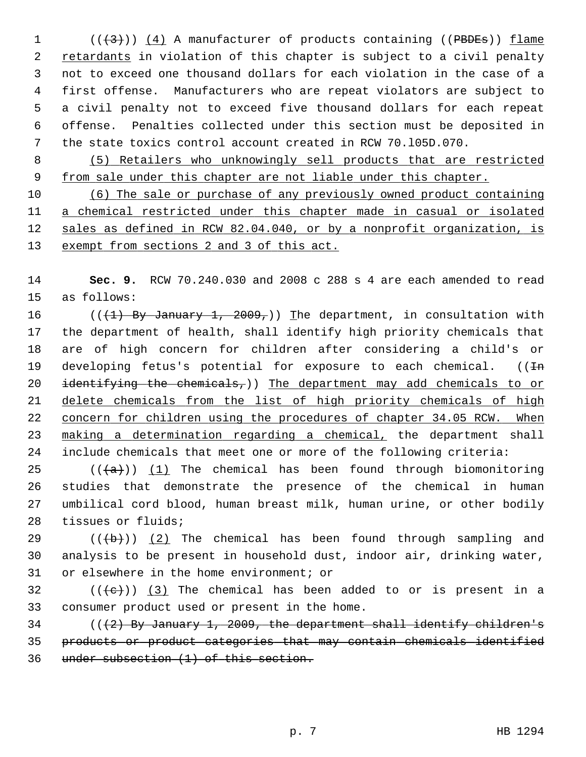(((3))) (4) A manufacturer of products containing ((PBDEs)) flame retardants in violation of this chapter is subject to a civil penalty not to exceed one thousand dollars for each violation in the case of a first offense. Manufacturers who are repeat violators are subject to a civil penalty not to exceed five thousand dollars for each repeat offense. Penalties collected under this section must be deposited in the state toxics control account created in RCW 70.105D.070.

(5) Retailers who unknowingly sell products that are restricted from sale under this chapter are not liable under this chapter.

(6) The sale or purchase of any previously owned product containing a chemical restricted under this chapter made in casual or isolated sales as defined in RCW 82.04.040, or by a nonprofit organization, is exempt from sections 2 and 3 of this act.

**Sec. 9.** RCW 70.240.030 and 2008 c 288 s 4 are each amended to read as follows:

(((1) By January 1, 2009,)) The department, in consultation with the department of health, shall identify high priority chemicals that are of high concern for children after considering a child's or developing fetus's potential for exposure to each chemical. ((In identifying the chemicals,)) The department may add chemicals to or delete chemicals from the list of high priority chemicals of high concern for children using the procedures of chapter 34.05 RCW. When making a determination regarding a chemical, the department shall include chemicals that meet one or more of the following criteria:

(((a))) (1) The chemical has been found through biomonitoring studies that demonstrate the presence of the chemical in human umbilical cord blood, human breast milk, human urine, or other bodily tissues or fluids;

(((b))) (2) The chemical has been found through sampling and analysis to be present in household dust, indoor air, drinking water, or elsewhere in the home environment; or

(((c))) (3) The chemical has been added to or is present in a consumer product used or present in the home.

(((2) By January 1, 2009, the department shall identify children's products or product categories that may contain chemicals identified under subsection (1) of this section.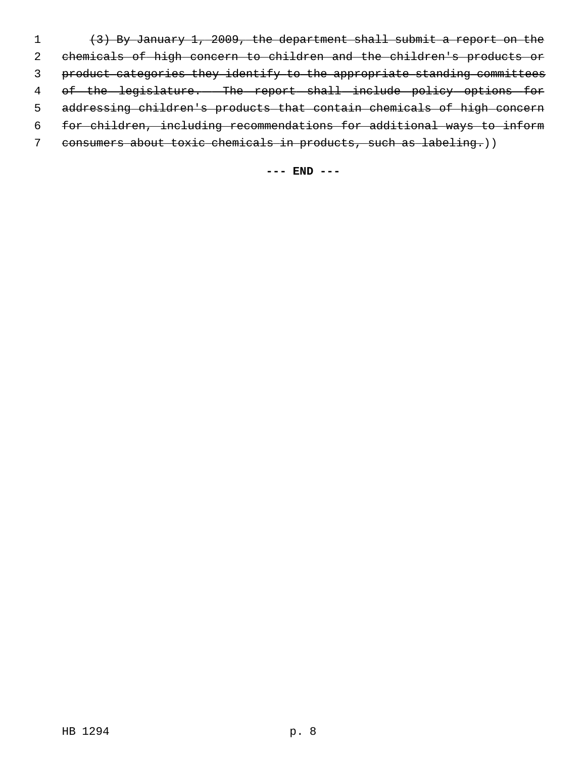~~(3) By January 1, 2009, the department shall submit a report on the chemicals of high concern to children and the children's products or product categories they identify to the appropriate standing committees of the legislature. The report shall include policy options for addressing children's products that contain chemicals of high concern for children, including recommendations for additional ways to inform consumers about toxic chemicals in products, such as labeling.~~))

**--- END ---**